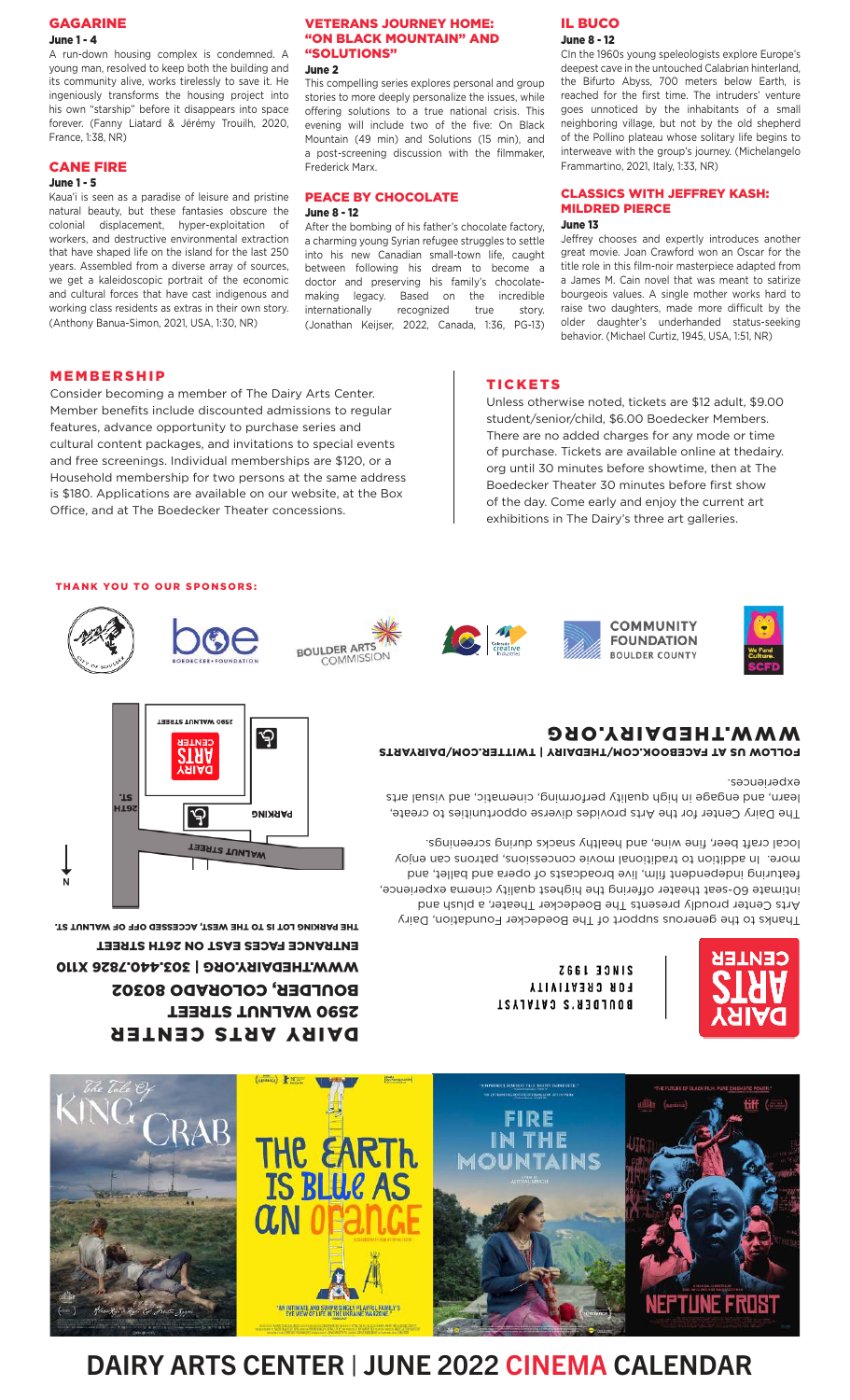## GAGARINE
**June 1 - 4**

A run-down housing complex is condemned. A young man, resolved to keep both the building and its community alive, works tirelessly to save it. He ingeniously transforms the housing project into his own "starship" before it disappears into space forever. (Fanny Liatard & Jérémy Trouilh, 2020, France, 1:38, NR)

## CANE FIRE
**June 1 - 5**

Kaua'i is seen as a paradise of leisure and pristine natural beauty, but these fantasies obscure the colonial displacement, hyper-exploitation of workers, and destructive environmental extraction that have shaped life on the island for the last 250 years. Assembled from a diverse array of sources, we get a kaleidoscopic portrait of the economic and cultural forces that have cast indigenous and working class residents as extras in their own story. (Anthony Banua-Simon, 2021, USA, 1:30, NR)

## VETERANS JOURNEY HOME: "ON BLACK MOUNTAIN" AND "SOLUTIONS"
**June 2**

This compelling series explores personal and group stories to more deeply personalize the issues, while offering solutions to a true national crisis. This evening will include two of the five: On Black Mountain (49 min) and Solutions (15 min), and a post-screening discussion with the filmmaker, Frederick Marx.

## PEACE BY CHOCOLATE
**June 8 - 12**

After the bombing of his father's chocolate factory, a charming young Syrian refugee struggles to settle into his new Canadian small-town life, caught between following his dream to become a doctor and preserving his family's chocolate-making legacy. Based on the incredible internationally recognized true story. (Jonathan Keijser, 2022, Canada, 1:36, PG-13)

## IL BUCO
**June 8 - 12**

CIn the 1960s young speleologists explore Europe's deepest cave in the untouched Calabrian hinterland, the Bifurto Abyss, 700 meters below Earth, is reached for the first time. The intruders' venture goes unnoticed by the inhabitants of a small neighboring village, but not by the old shepherd of the Pollino plateau whose solitary life begins to interweave with the group's journey. (Michelangelo Frammartino, 2021, Italy, 1:33, NR)

## CLASSICS WITH JEFFREY KASH: MILDRED PIERCE
**June 13**

Jeffrey chooses and expertly introduces another great movie. Joan Crawford won an Oscar for the title role in this film-noir masterpiece adapted from a James M. Cain novel that was meant to satirize bourgeois values. A single mother works hard to raise two daughters, made more difficult by the older daughter's underhanded status-seeking behavior. (Michael Curtiz, 1945, USA, 1:51, NR)

## MEMBERSHIP

Consider becoming a member of The Dairy Arts Center. Member benefits include discounted admissions to regular features, advance opportunity to purchase series and cultural content packages, and invitations to special events and free screenings. Individual memberships are $120, or a Household membership for two persons at the same address is $180. Applications are available on our website, at the Box Office, and at The Boedecker Theater concessions.

## TICKETS

Unless otherwise noted, tickets are $12 adult, $9.00 student/senior/child, $6.00 Boedecker Members. There are no added charges for any mode or time of purchase. Tickets are available online at thedairy.org until 30 minutes before showtime, then at The Boedecker Theater 30 minutes before first show of the day. Come early and enjoy the current art exhibitions in The Dairy's three art galleries.

**THANK YOU TO OUR SPONSORS:**

City of Boulder | Boedecker Foundation | Boulder Arts Commission | Colorado Creative Industries | Community Foundation Boulder County | SCFD - We Fund Culture.

# DAIRY ARTS CENTER

**2590 WALNUT STREET**
**BOULDER, COLORADO 80302**
**WWW.THEDAIRY.ORG | 303.440.7826 X110**
**ENTRANCE FACES EAST ON 26TH STREET**
**THE PARKING LOT IS TO THE WEST, ACCESSED OFF OF WALNUT ST.**

Map labels: DAIRY ARTS CENTER, 2590 WALNUT STREET, 26TH ST., PARKING, WALNUT STREET, N

DAIRY ARTS CENTER — BOULDER'S CATALYST FOR CREATIVITY SINCE 1992

Thanks to the generous support of The Boedecker Foundation, Dairy Arts Center proudly presents The Boedecker Theater, a plush and intimate 60-seat theater offering the highest quality cinema experience, featuring independent film, live broadcasts of opera and ballet, and more. In addition to traditional movie concessions, patrons can enjoy local craft beer, fine wine, and healthy snacks during screenings.

The Dairy Center for the Arts provides diverse opportunities to create, learn, and engage in high quality performing, cinematic, and visual arts experiences.

**FOLLOW US AT FACEBOOK.COM/THEDAIRY | TWITTER.COM/DAIRYARTS**

# WWW.THEDAIRY.ORG

The Tale of King Crab | The Earth Is Blue As An Orange | Fire in the Mountains | Neptune Frost

# DAIRY ARTS CENTER | JUNE 2022 CINEMA CALENDAR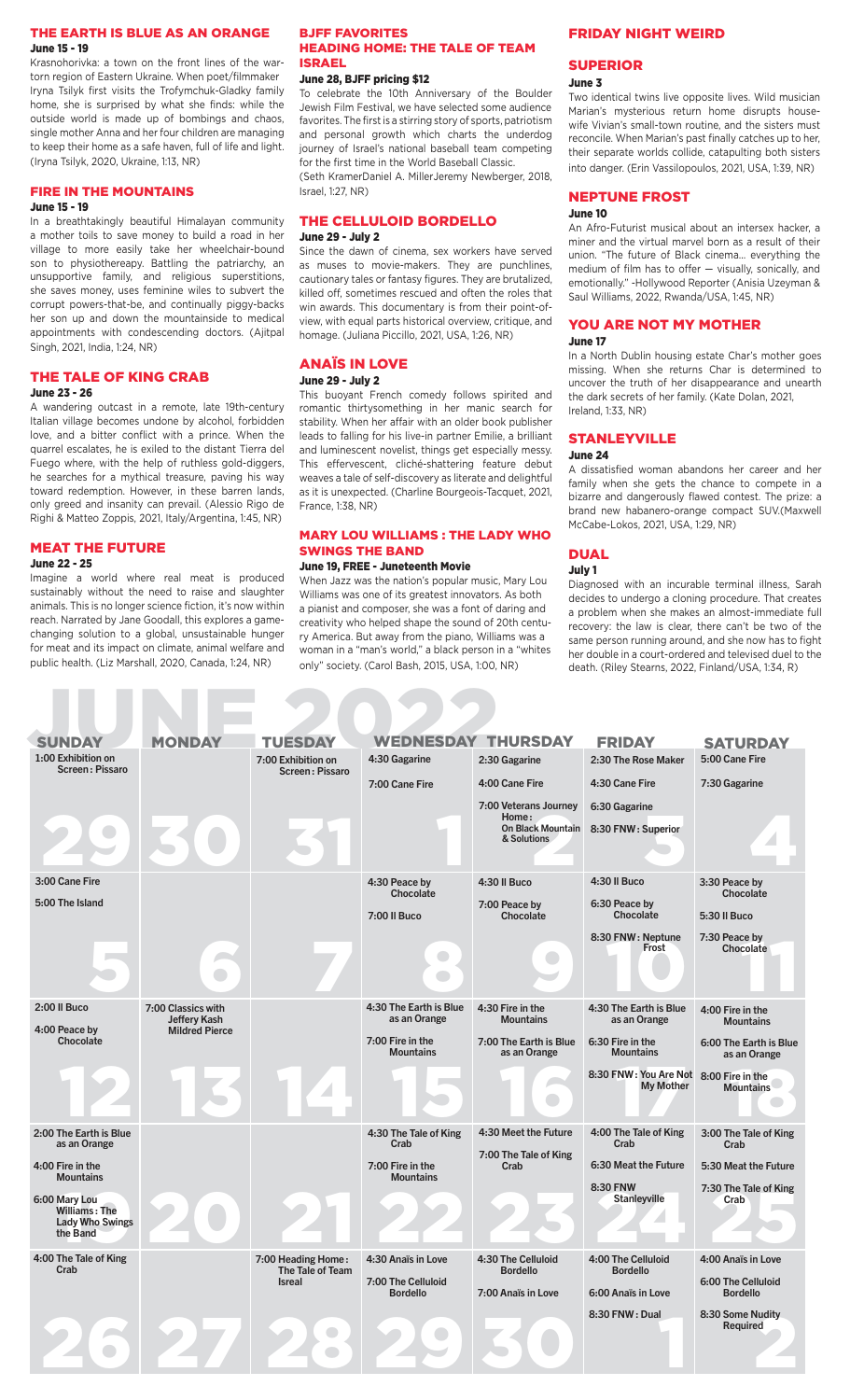## THE EARTH IS BLUE AS AN ORANGE

**June 15 - 19**

Krasnohorivka: a town on the front lines of the war-torn region of Eastern Ukraine. When poet/filmmaker Iryna Tsilyk first visits the Trofymchuk-Gladky family home, she is surprised by what she finds: while the outside world is made up of bombings and chaos, single mother Anna and her four children are managing to keep their home as a safe haven, full of life and light. (Iryna Tsilyk, 2020, Ukraine, 1:13, NR)

## FIRE IN THE MOUNTAINS

**June 15 - 19**

In a breathtakingly beautiful Himalayan community a mother toils to save money to build a road in her village to more easily take her wheelchair-bound son to physiothereapy. Battling the patriarchy, an unsupportive family, and religious superstitions, she saves money, uses feminine wiles to subvert the corrupt powers-that-be, and continually piggy-backs her son up and down the mountainside to medical appointments with condescending doctors. (Ajitpal Singh, 2021, India, 1:24, NR)

## THE TALE OF KING CRAB

**June 23 - 26**

A wandering outcast in a remote, late 19th-century Italian village becomes undone by alcohol, forbidden love, and a bitter conflict with a prince. When the quarrel escalates, he is exiled to the distant Tierra del Fuego where, with the help of ruthless gold-diggers, he searches for a mythical treasure, paving his way toward redemption. However, in these barren lands, only greed and insanity can prevail. (Alessio Rigo de Righi & Matteo Zoppis, 2021, Italy/Argentina, 1:45, NR)

## MEAT THE FUTURE

**June 22 - 25**

Imagine a world where real meat is produced sustainably without the need to raise and slaughter animals. This is no longer science fiction, it's now within reach. Narrated by Jane Goodall, this explores a game-changing solution to a global, unsustainable hunger for meat and its impact on climate, animal welfare and public health. (Liz Marshall, 2020, Canada, 1:24, NR)

## BJFF FAVORITES
## HEADING HOME: THE TALE OF TEAM ISRAEL

**June 28, BJFF pricing $12**

To celebrate the 10th Anniversary of the Boulder Jewish Film Festival, we have selected some audience favorites. The first is a stirring story of sports, patriotism and personal growth which charts the underdog journey of Israel's national baseball team competing for the first time in the World Baseball Classic. (Seth KramerDaniel A. MillerJeremy Newberger, 2018, Israel, 1:27, NR)

## THE CELLULOID BORDELLO

**June 29 - July 2**

Since the dawn of cinema, sex workers have served as muses to movie-makers. They are punchlines, cautionary tales or fantasy figures. They are brutalized, killed off, sometimes rescued and often the roles that win awards. This documentary is from their point-of-view, with equal parts historical overview, critique, and homage. (Juliana Piccillo, 2021, USA, 1:26, NR)

## ANAÏS IN LOVE

**June 29 - July 2**

This buoyant French comedy follows spirited and romantic thirtysomething in her manic search for stability. When her affair with an older book publisher leads to falling for his live-in partner Emilie, a brilliant and luminescent novelist, things get especially messy. This effervescent, cliché-shattering feature debut weaves a tale of self-discovery as literate and delightful as it is unexpected. (Charline Bourgeois-Tacquet, 2021, France, 1:38, NR)

## MARY LOU WILLIAMS : THE LADY WHO SWINGS THE BAND

**June 19, FREE - Juneteenth Movie**

When Jazz was the nation's popular music, Mary Lou Williams was one of its greatest innovators. As both a pianist and composer, she was a font of daring and creativity who helped shape the sound of 20th century America. But away from the piano, Williams was a woman in a "man's world," a black person in a "whites only" society. (Carol Bash, 2015, USA, 1:00, NR)

## FRIDAY NIGHT WEIRD

## SUPERIOR

**June 3**

Two identical twins live opposite lives. Wild musician Marian's mysterious return home disrupts housewife Vivian's small-town routine, and the sisters must reconcile. When Marian's past finally catches up to her, their separate worlds collide, catapulting both sisters into danger. (Erin Vassilopoulos, 2021, USA, 1:39, NR)

## NEPTUNE FROST

**June 10**

An Afro-Futurist musical about an intersex hacker, a miner and the virtual marvel born as a result of their union. "The future of Black cinema... everything the medium of film has to offer — visually, sonically, and emotionally." -Hollywood Reporter (Anisia Uzeyman & Saul Williams, 2022, Rwanda/USA, 1:45, NR)

## YOU ARE NOT MY MOTHER

**June 17**

In a North Dublin housing estate Char's mother goes missing. When she returns Char is determined to uncover the truth of her disappearance and unearth the dark secrets of her family. (Kate Dolan, 2021, Ireland, 1:33, NR)

## STANLEYVILLE

**June 24**

A dissatisfied woman abandons her career and her family when she gets the chance to compete in a bizarre and dangerously flawed contest. The prize: a brand new habanero-orange compact SUV.(Maxwell McCabe-Lokos, 2021, USA, 1:29, NR)

## DUAL

**July 1**

Diagnosed with an incurable terminal illness, Sarah decides to undergo a cloning procedure. That creates a problem when she makes an almost-immediate full recovery: the law is clear, there can't be two of the same person running around, and she now has to fight her double in a court-ordered and televised duel to the death. (Riley Stearns, 2022, Finland/USA, 1:34, R)

# JUNE 2022

| SUNDAY | MONDAY | TUESDAY | WEDNESDAY | THURSDAY | FRIDAY | SATURDAY |
|---|---|---|---|---|---|---|
| **29**<br>1:00 Exhibition on Screen: Pissaro | **30** | **31**<br>7:00 Exhibition on Screen: Pissaro | **1**<br>4:30 Gagarine<br>7:00 Cane Fire | **2**<br>2:30 Gagarine<br>4:00 Cane Fire<br>7:00 Veterans Journey Home: On Black Mountain & Solutions | **3**<br>2:30 The Rose Maker<br>4:30 Cane Fire<br>6:30 Gagarine<br>8:30 FNW: Superior | **4**<br>5:00 Cane Fire<br>7:30 Gagarine |
| **5**<br>3:00 Cane Fire<br>5:00 The Island | **6** | **7** | **8**<br>4:30 Peace by Chocolate<br>7:00 Il Buco | **9**<br>4:30 Il Buco<br>7:00 Peace by Chocolate | **10**<br>4:30 Il Buco<br>6:30 Peace by Chocolate<br>8:30 FNW: Neptune Frost | **11**<br>3:30 Peace by Chocolate<br>5:30 Il Buco<br>7:30 Peace by Chocolate |
| **12**<br>2:00 Il Buco<br>4:00 Peace by Chocolate | **13**<br>7:00 Classics with Jeffery Kash Mildred Pierce | **14** | **15**<br>4:30 The Earth is Blue as an Orange<br>7:00 Fire in the Mountains | **16**<br>4:30 Fire in the Mountains<br>7:00 The Earth is Blue as an Orange | **17**<br>4:30 The Earth is Blue as an Orange<br>6:30 Fire in the Mountains<br>8:30 FNW: You Are Not My Mother | **18**<br>4:00 Fire in the Mountains<br>6:00 The Earth is Blue as an Orange<br>8:00 Fire in the Mountains |
| **19**<br>2:00 The Earth is Blue as an Orange<br>4:00 Fire in the Mountains<br>6:00 Mary Lou Williams: The Lady Who Swings the Band | **20** | **21** | **22**<br>4:30 The Tale of King Crab<br>7:00 Fire in the Mountains | **23**<br>4:30 Meet the Future<br>7:00 The Tale of King Crab | **24**<br>4:00 The Tale of King Crab<br>6:30 Meat the Future<br>8:30 FNW Stanleyville | **25**<br>3:00 The Tale of King Crab<br>5:30 Meat the Future<br>7:30 The Tale of King Crab |
| **26**<br>4:00 The Tale of King Crab | **27** | **28**<br>7:00 Heading Home: The Tale of Team Isreal | **29**<br>4:30 Anaïs in Love<br>7:00 The Celluloid Bordello | **30**<br>4:30 The Celluloid Bordello<br>7:00 Anaïs in Love | **1**<br>4:00 The Celluloid Bordello<br>6:00 Anaïs in Love<br>8:30 FNW: Dual | **2**<br>4:00 Anaïs in Love<br>6:00 The Celluloid Bordello<br>8:30 Some Nudity Required |